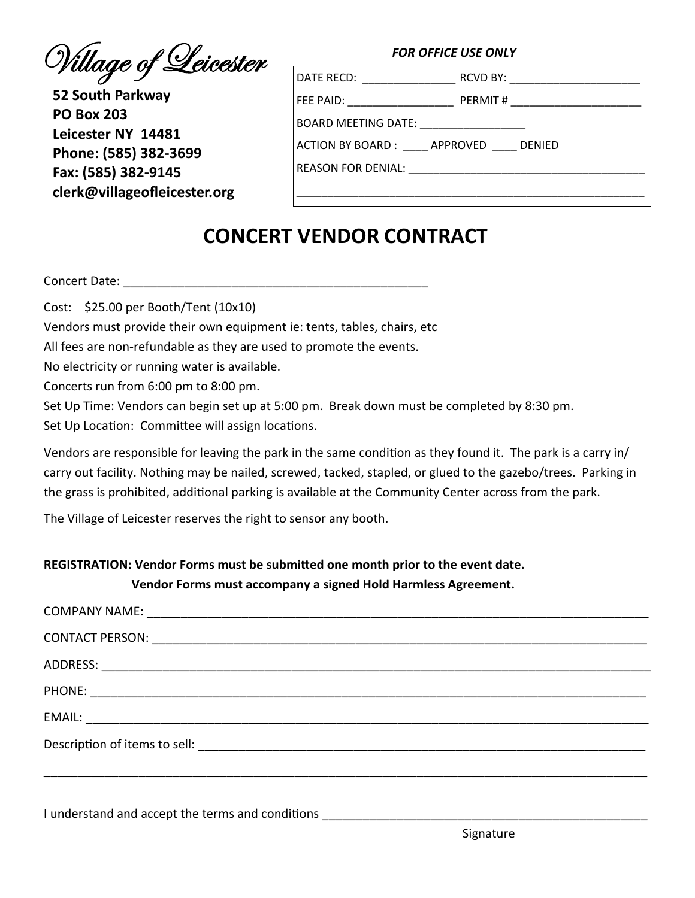Village of Leicester

**52 South Parkway**
**PO Box 203**
**Leicester NY 14481**
**Phone: (585) 382-3699**
**Fax: (585) 382-9145**
**clerk@villageofleicester.org**

***FOR OFFICE USE ONLY***

DATE RECD: _______________ RCVD BY: _____________________

FEE PAID: _________________ PERMIT # _____________________

BOARD MEETING DATE: _________________

ACTION BY BOARD : ____ APPROVED ____ DENIED

REASON FOR DENIAL: ______________________________________

__________________________________________________________

# CONCERT VENDOR CONTRACT

Concert Date: _______________________________________________

Cost: $25.00 per Booth/Tent (10x10)

Vendors must provide their own equipment ie: tents, tables, chairs, etc

All fees are non-refundable as they are used to promote the events.

No electricity or running water is available.

Concerts run from 6:00 pm to 8:00 pm.

Set Up Time: Vendors can begin set up at 5:00 pm. Break down must be completed by 8:30 pm.

Set Up Location: Committee will assign locations.

Vendors are responsible for leaving the park in the same condition as they found it. The park is a carry in/carry out facility. Nothing may be nailed, screwed, tacked, stapled, or glued to the gazebo/trees. Parking in the grass is prohibited, additional parking is available at the Community Center across from the park.

The Village of Leicester reserves the right to sensor any booth.

**REGISTRATION: Vendor Forms must be submitted one month prior to the event date.**
**Vendor Forms must accompany a signed Hold Harmless Agreement.**

COMPANY NAME: _______________________________________________________________________________

CONTACT PERSON: _____________________________________________________________________________

ADDRESS: ____________________________________________________________________________________

PHONE: ______________________________________________________________________________________

EMAIL: ______________________________________________________________________________________

Description of items to sell: _______________________________________________________________

_____________________________________________________________________________________________

I understand and accept the terms and conditions ___________________________________________________

Signature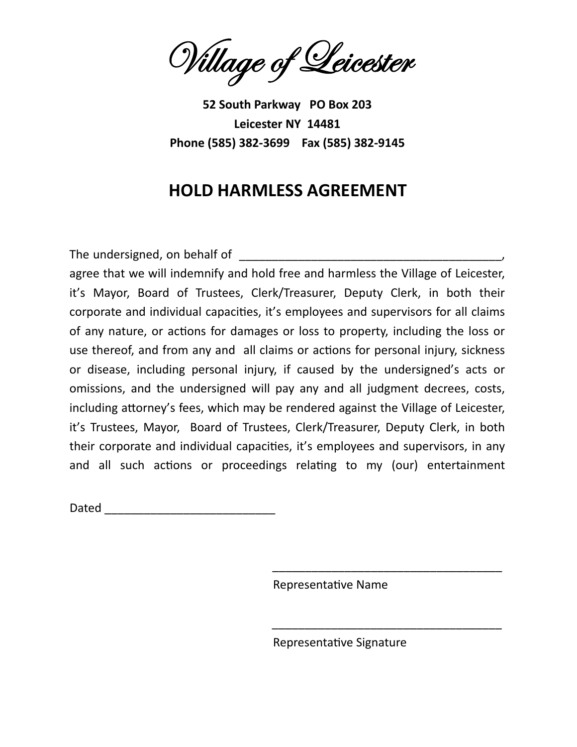# Village of Leicester

**52 South Parkway PO Box 203**
**Leicester NY 14481**
**Phone (585) 382-3699 Fax (585) 382-9145**

## HOLD HARMLESS AGREEMENT

The undersigned, on behalf of \_\_\_\_\_\_\_\_\_\_\_\_\_\_\_\_\_\_\_\_\_\_\_\_\_\_\_\_\_\_\_\_\_\_\_\_\_\_\_\_\_\_, agree that we will indemnify and hold free and harmless the Village of Leicester, it's Mayor, Board of Trustees, Clerk/Treasurer, Deputy Clerk, in both their corporate and individual capacities, it's employees and supervisors for all claims of any nature, or actions for damages or loss to property, including the loss or use thereof, and from any and all claims or actions for personal injury, sickness or disease, including personal injury, if caused by the undersigned's acts or omissions, and the undersigned will pay any and all judgment decrees, costs, including attorney's fees, which may be rendered against the Village of Leicester, it's Trustees, Mayor, Board of Trustees, Clerk/Treasurer, Deputy Clerk, in both their corporate and individual capacities, it's employees and supervisors, in any and all such actions or proceedings relating to my (our) entertainment

Dated \_\_\_\_\_\_\_\_\_\_\_\_\_\_\_\_\_\_\_\_\_\_\_\_\_\_\_\_

\_\_\_\_\_\_\_\_\_\_\_\_\_\_\_\_\_\_\_\_\_\_\_\_\_\_\_\_\_\_\_\_\_\_\_\_\_
Representative Name

\_\_\_\_\_\_\_\_\_\_\_\_\_\_\_\_\_\_\_\_\_\_\_\_\_\_\_\_\_\_\_\_\_\_\_\_\_
Representative Signature